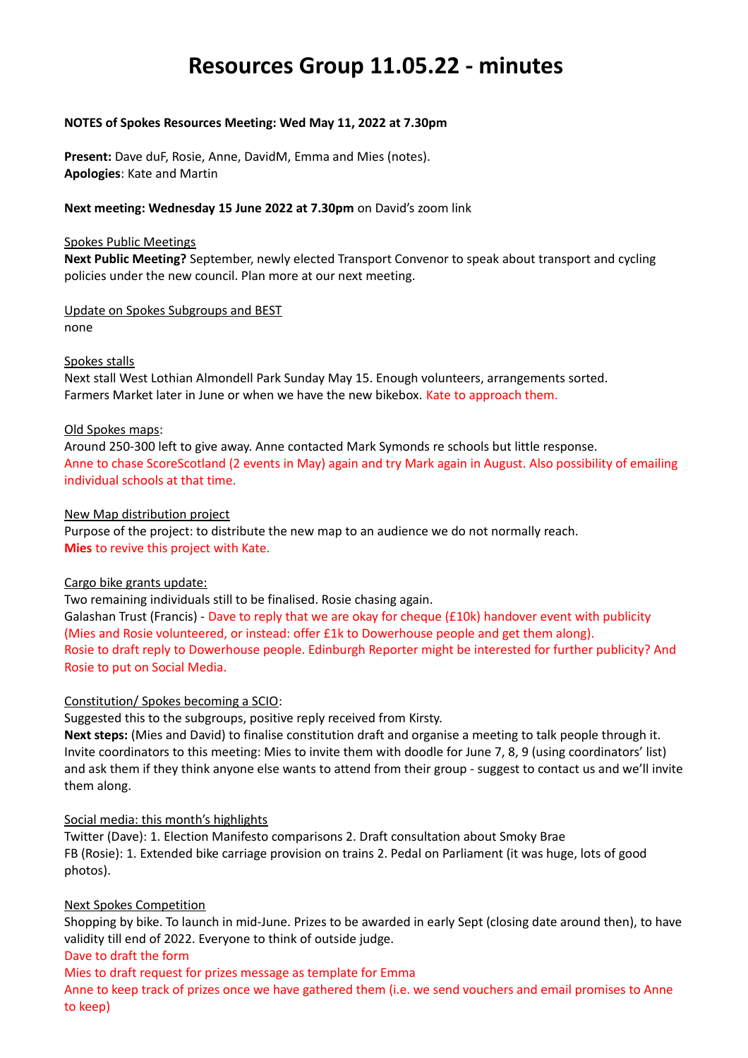# Resources Group 11.05.22 - minutes

**NOTES of Spokes Resources Meeting: Wed May 11, 2022 at 7.30pm**

**Present:** Dave duF, Rosie, Anne, DavidM, Emma and Mies (notes).
**Apologies**: Kate and Martin

**Next meeting: Wednesday 15 June 2022 at 7.30pm** on David's zoom link

Spokes Public Meetings
**Next Public Meeting?** September, newly elected Transport Convenor to speak about transport and cycling policies under the new council. Plan more at our next meeting.

Update on Spokes Subgroups and BEST
none

Spokes stalls
Next stall West Lothian Almondell Park Sunday May 15. Enough volunteers, arrangements sorted.
Farmers Market later in June or when we have the new bikebox. Kate to approach them.

Old Spokes maps:
Around 250-300 left to give away. Anne contacted Mark Symonds re schools but little response.
Anne to chase ScoreScotland (2 events in May) again and try Mark again in August. Also possibility of emailing individual schools at that time.

New Map distribution project
Purpose of the project: to distribute the new map to an audience we do not normally reach.
**Mies** to revive this project with Kate.

Cargo bike grants update:
Two remaining individuals still to be finalised. Rosie chasing again.
Galashan Trust (Francis) - Dave to reply that we are okay for cheque (£10k) handover event with publicity (Mies and Rosie volunteered, or instead: offer £1k to Dowerhouse people and get them along).
Rosie to draft reply to Dowerhouse people. Edinburgh Reporter might be interested for further publicity? And Rosie to put on Social Media.

Constitution/ Spokes becoming a SCIO:
Suggested this to the subgroups, positive reply received from Kirsty.
**Next steps:** (Mies and David) to finalise constitution draft and organise a meeting to talk people through it. Invite coordinators to this meeting: Mies to invite them with doodle for June 7, 8, 9 (using coordinators' list) and ask them if they think anyone else wants to attend from their group - suggest to contact us and we'll invite them along.

Social media: this month's highlights
Twitter (Dave): 1. Election Manifesto comparisons 2. Draft consultation about Smoky Brae
FB (Rosie): 1. Extended bike carriage provision on trains 2. Pedal on Parliament (it was huge, lots of good photos).

Next Spokes Competition
Shopping by bike. To launch in mid-June. Prizes to be awarded in early Sept (closing date around then), to have validity till end of 2022. Everyone to think of outside judge.
Dave to draft the form
Mies to draft request for prizes message as template for Emma
Anne to keep track of prizes once we have gathered them (i.e. we send vouchers and email promises to Anne to keep)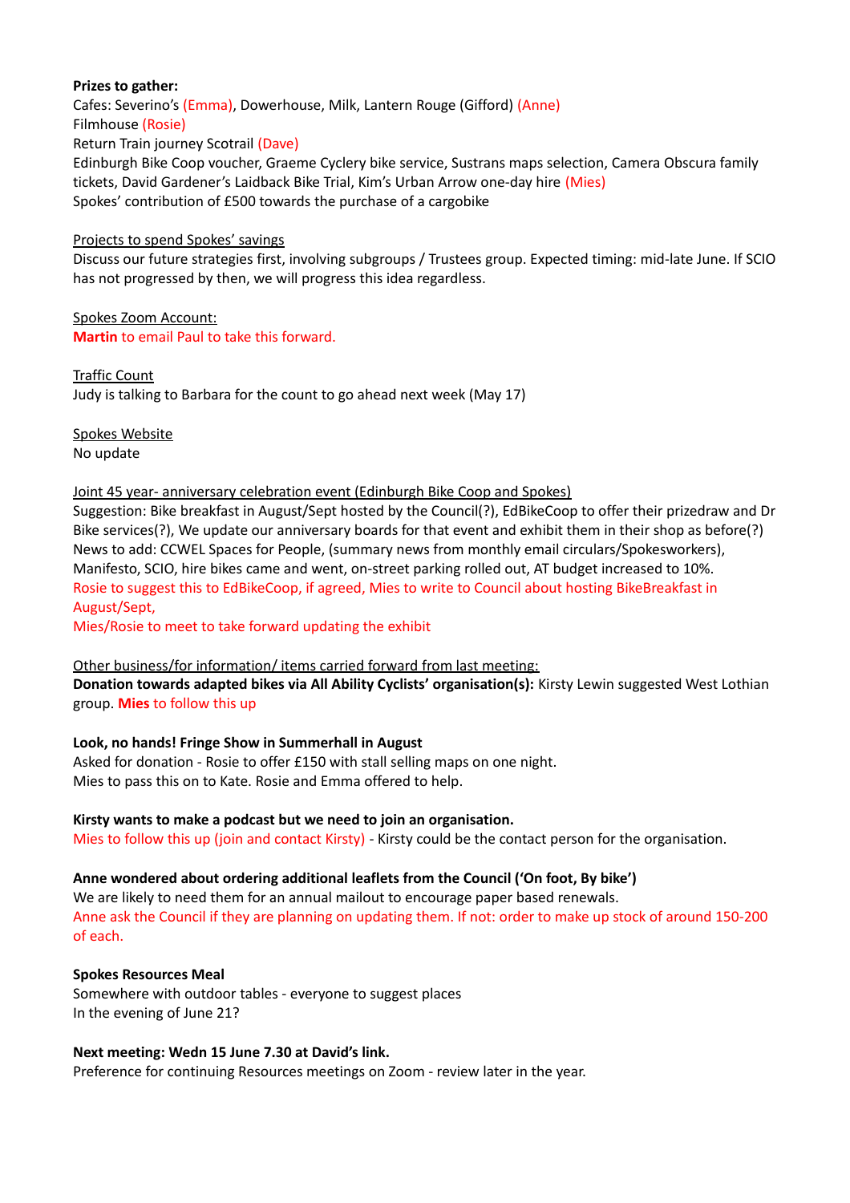**Prizes to gather:**
Cafes: Severino's (Emma), Dowerhouse, Milk, Lantern Rouge (Gifford) (Anne)
Filmhouse (Rosie)
Return Train journey Scotrail (Dave)
Edinburgh Bike Coop voucher, Graeme Cyclery bike service, Sustrans maps selection, Camera Obscura family tickets, David Gardener's Laidback Bike Trial, Kim's Urban Arrow one-day hire (Mies)
Spokes' contribution of £500 towards the purchase of a cargobike

<u>Projects to spend Spokes' savings</u>
Discuss our future strategies first, involving subgroups / Trustees group. Expected timing: mid-late June. If SCIO has not progressed by then, we will progress this idea regardless.

<u>Spokes Zoom Account:</u>
**Martin** to email Paul to take this forward.

<u>Traffic Count</u>
Judy is talking to Barbara for the count to go ahead next week (May 17)

<u>Spokes Website</u>
No update

<u>Joint 45 year- anniversary celebration event (Edinburgh Bike Coop and Spokes)</u>
Suggestion: Bike breakfast in August/Sept hosted by the Council(?), EdBikeCoop to offer their prizedraw and Dr Bike services(?), We update our anniversary boards for that event and exhibit them in their shop as before(?)
News to add: CCWEL Spaces for People, (summary news from monthly email circulars/Spokesworkers), Manifesto, SCIO, hire bikes came and went, on-street parking rolled out, AT budget increased to 10%.
Rosie to suggest this to EdBikeCoop, if agreed, Mies to write to Council about hosting BikeBreakfast in August/Sept,
Mies/Rosie to meet to take forward updating the exhibit

<u>Other business/for information/ items carried forward from last meeting:</u>
**Donation towards adapted bikes via All Ability Cyclists' organisation(s):** Kirsty Lewin suggested West Lothian group. **Mies** to follow this up

**Look, no hands! Fringe Show in Summerhall in August**
Asked for donation - Rosie to offer £150 with stall selling maps on one night.
Mies to pass this on to Kate. Rosie and Emma offered to help.

**Kirsty wants to make a podcast but we need to join an organisation.**
Mies to follow this up (join and contact Kirsty) - Kirsty could be the contact person for the organisation.

**Anne wondered about ordering additional leaflets from the Council ('On foot, By bike')**
We are likely to need them for an annual mailout to encourage paper based renewals.
Anne ask the Council if they are planning on updating them. If not: order to make up stock of around 150-200 of each.

**Spokes Resources Meal**
Somewhere with outdoor tables - everyone to suggest places
In the evening of June 21?

**Next meeting: Wedn 15 June 7.30 at David's link.**
Preference for continuing Resources meetings on Zoom - review later in the year.